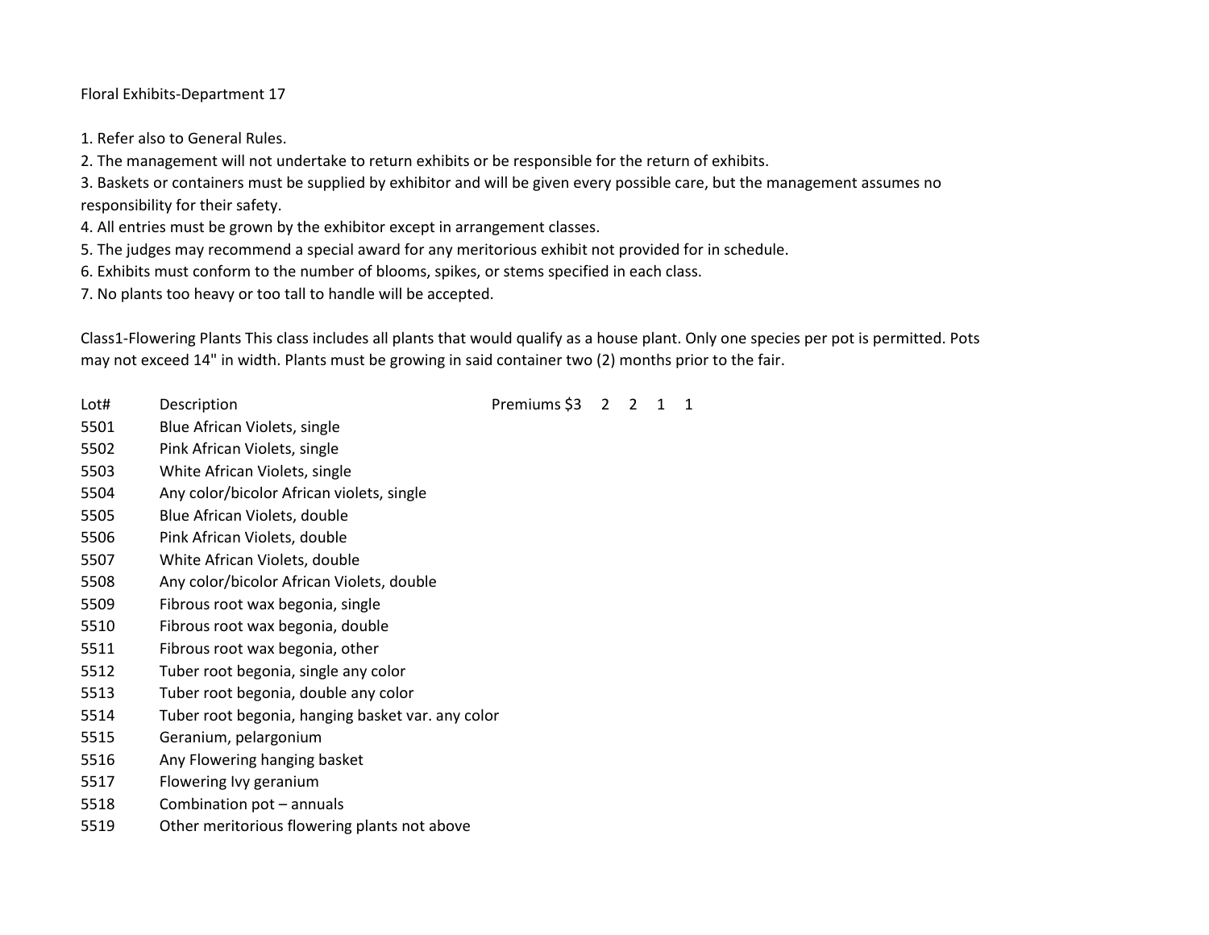# Floral Exhibits-Department 17

1. Refer also to General Rules.
2. The management will not undertake to return exhibits or be responsible for the return of exhibits.
3. Baskets or containers must be supplied by exhibitor and will be given every possible care, but the management assumes no responsibility for their safety.
4. All entries must be grown by the exhibitor except in arrangement classes.
5. The judges may recommend a special award for any meritorious exhibit not provided for in schedule.
6. Exhibits must conform to the number of blooms, spikes, or stems specified in each class.
7. No plants too heavy or too tall to handle will be accepted.

## Class1-Flowering Plants

This class includes all plants that would qualify as a house plant. Only one species per pot is permitted. Pots may not exceed 14" in width. Plants must be growing in said container two (2) months prior to the fair.

| Lot# | Description | Premiums $3 2 2 1 1 |
|---|---|---|
| 5501 | Blue African Violets, single | |
| 5502 | Pink African Violets, single | |
| 5503 | White African Violets, single | |
| 5504 | Any color/bicolor African violets, single | |
| 5505 | Blue African Violets, double | |
| 5506 | Pink African Violets, double | |
| 5507 | White African Violets, double | |
| 5508 | Any color/bicolor African Violets, double | |
| 5509 | Fibrous root wax begonia, single | |
| 5510 | Fibrous root wax begonia, double | |
| 5511 | Fibrous root wax begonia, other | |
| 5512 | Tuber root begonia, single any color | |
| 5513 | Tuber root begonia, double any color | |
| 5514 | Tuber root begonia, hanging basket var. any color | |
| 5515 | Geranium, pelargonium | |
| 5516 | Any Flowering hanging basket | |
| 5517 | Flowering Ivy geranium | |
| 5518 | Combination pot – annuals | |
| 5519 | Other meritorious flowering plants not above | |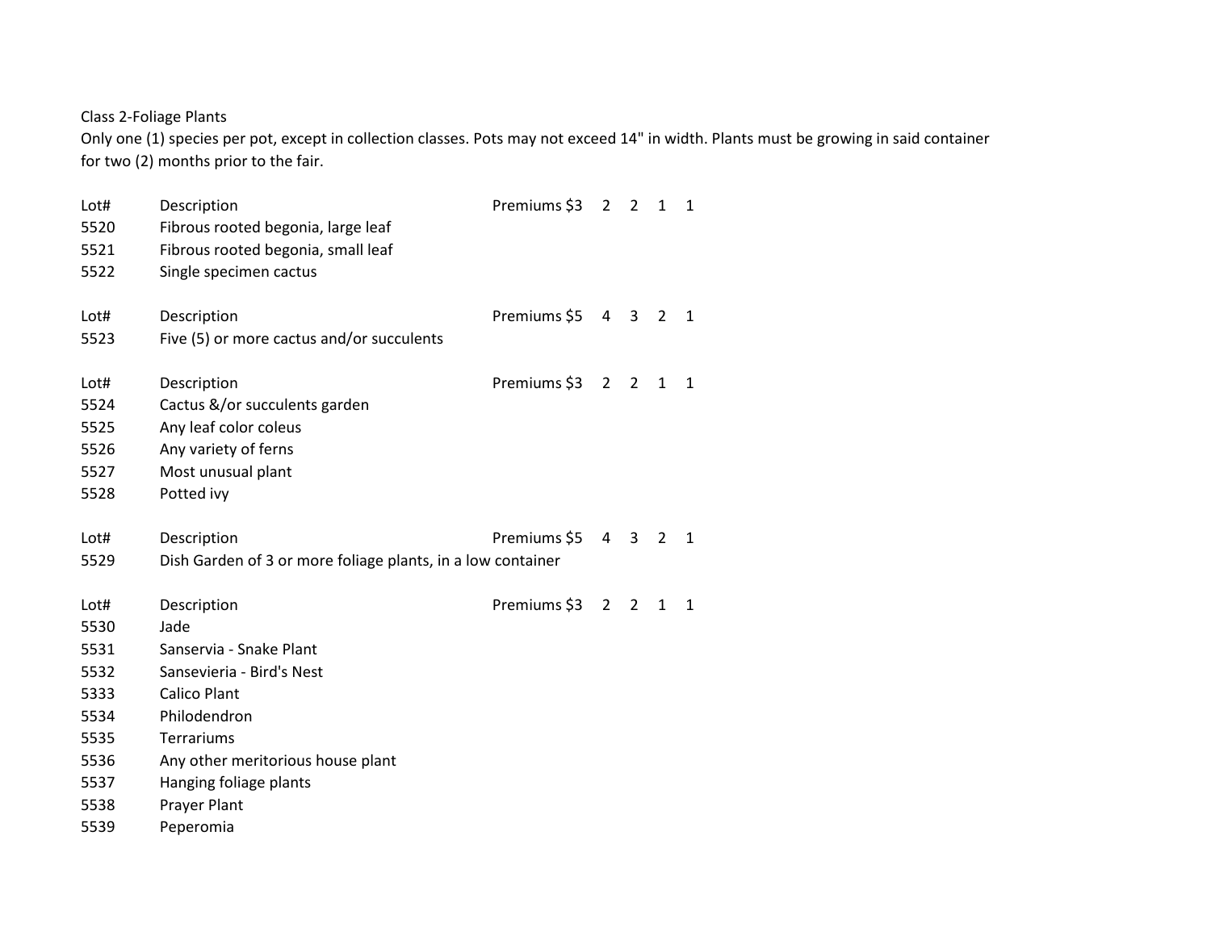Class 2-Foliage Plants

Only one (1) species per pot, except in collection classes. Pots may not exceed 14" in width. Plants must be growing in said container for two (2) months prior to the fair.

| Lot# | Description | Premiums $3 | 2 | 2 | 1 | 1 |
|---|---|---|---|---|---|---|
| 5520 | Fibrous rooted begonia, large leaf | | | | | |
| 5521 | Fibrous rooted begonia, small leaf | | | | | |
| 5522 | Single specimen cactus | | | | | |

| Lot# | Description | Premiums $5 | 4 | 3 | 2 | 1 |
|---|---|---|---|---|---|---|
| 5523 | Five (5) or more cactus and/or succulents | | | | | |

| Lot# | Description | Premiums $3 | 2 | 2 | 1 | 1 |
|---|---|---|---|---|---|---|
| 5524 | Cactus &/or succulents garden | | | | | |
| 5525 | Any leaf color coleus | | | | | |
| 5526 | Any variety of ferns | | | | | |
| 5527 | Most unusual plant | | | | | |
| 5528 | Potted ivy | | | | | |

| Lot# | Description | Premiums $5 | 4 | 3 | 2 | 1 |
|---|---|---|---|---|---|---|
| 5529 | Dish Garden of 3 or more foliage plants, in a low container | | | | | |

| Lot# | Description | Premiums $3 | 2 | 2 | 1 | 1 |
|---|---|---|---|---|---|---|
| 5530 | Jade | | | | | |
| 5531 | Sanservia - Snake Plant | | | | | |
| 5532 | Sansevieria - Bird's Nest | | | | | |
| 5333 | Calico Plant | | | | | |
| 5534 | Philodendron | | | | | |
| 5535 | Terrariums | | | | | |
| 5536 | Any other meritorious house plant | | | | | |
| 5537 | Hanging foliage plants | | | | | |
| 5538 | Prayer Plant | | | | | |
| 5539 | Peperomia | | | | | |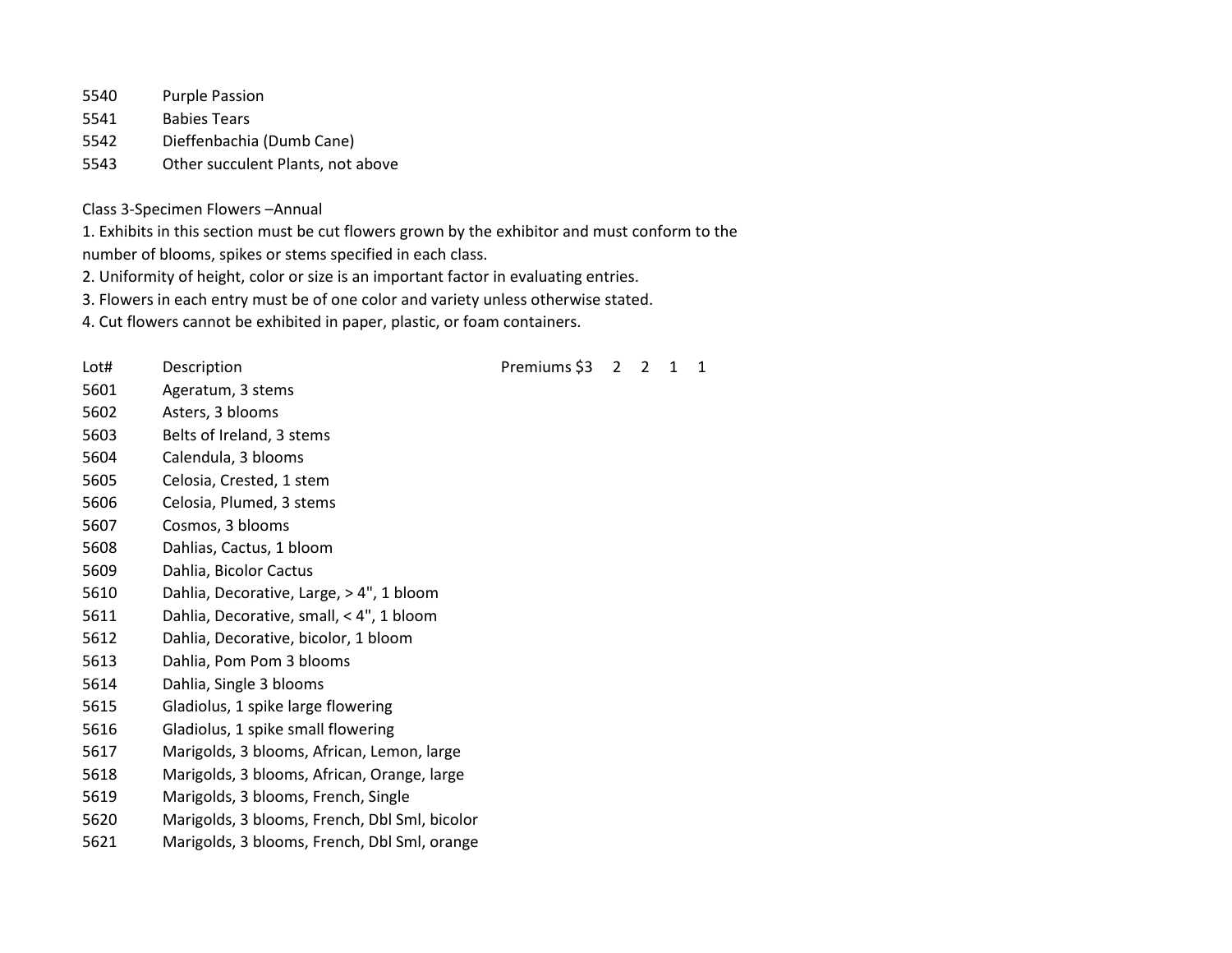| Lot# | Description |
|---|---|
| 5540 | Purple Passion |
| 5541 | Babies Tears |
| 5542 | Dieffenbachia (Dumb Cane) |
| 5543 | Other succulent Plants, not above |

## Class 3-Specimen Flowers –Annual

1. Exhibits in this section must be cut flowers grown by the exhibitor and must conform to the number of blooms, spikes or stems specified in each class.
2. Uniformity of height, color or size is an important factor in evaluating entries.
3. Flowers in each entry must be of one color and variety unless otherwise stated.
4. Cut flowers cannot be exhibited in paper, plastic, or foam containers.

| Lot# | Description | Premiums $3 2 2 1 1 |
|---|---|---|
| 5601 | Ageratum, 3 stems | |
| 5602 | Asters, 3 blooms | |
| 5603 | Belts of Ireland, 3 stems | |
| 5604 | Calendula, 3 blooms | |
| 5605 | Celosia, Crested, 1 stem | |
| 5606 | Celosia, Plumed, 3 stems | |
| 5607 | Cosmos, 3 blooms | |
| 5608 | Dahlias, Cactus, 1 bloom | |
| 5609 | Dahlia, Bicolor Cactus | |
| 5610 | Dahlia, Decorative, Large, > 4", 1 bloom | |
| 5611 | Dahlia, Decorative, small, < 4", 1 bloom | |
| 5612 | Dahlia, Decorative, bicolor, 1 bloom | |
| 5613 | Dahlia, Pom Pom 3 blooms | |
| 5614 | Dahlia, Single 3 blooms | |
| 5615 | Gladiolus, 1 spike large flowering | |
| 5616 | Gladiolus, 1 spike small flowering | |
| 5617 | Marigolds, 3 blooms, African, Lemon, large | |
| 5618 | Marigolds, 3 blooms, African, Orange, large | |
| 5619 | Marigolds, 3 blooms, French, Single | |
| 5620 | Marigolds, 3 blooms, French, Dbl Sml, bicolor | |
| 5621 | Marigolds, 3 blooms, French, Dbl Sml, orange | |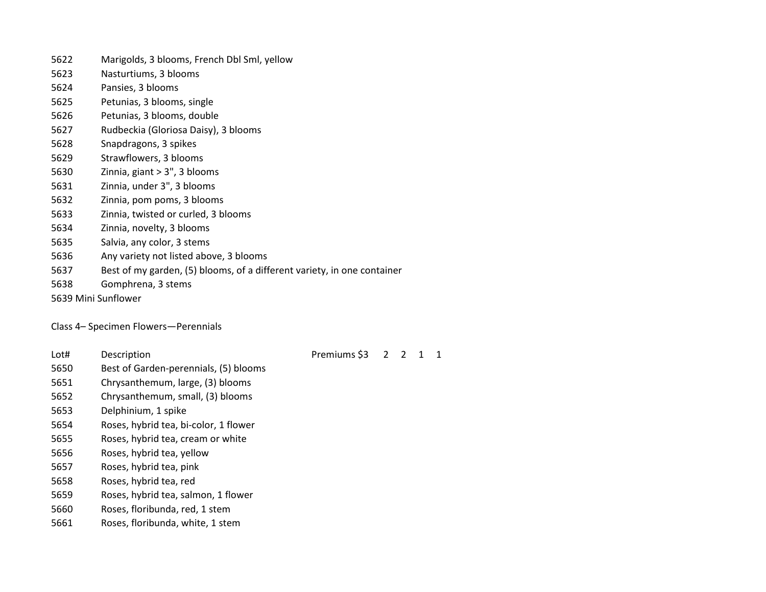| Lot# | Description |
|---|---|
| 5622 | Marigolds, 3 blooms, French Dbl Sml, yellow |
| 5623 | Nasturtiums, 3 blooms |
| 5624 | Pansies, 3 blooms |
| 5625 | Petunias, 3 blooms, single |
| 5626 | Petunias, 3 blooms, double |
| 5627 | Rudbeckia (Gloriosa Daisy), 3 blooms |
| 5628 | Snapdragons, 3 spikes |
| 5629 | Strawflowers, 3 blooms |
| 5630 | Zinnia, giant > 3", 3 blooms |
| 5631 | Zinnia, under 3", 3 blooms |
| 5632 | Zinnia, pom poms, 3 blooms |
| 5633 | Zinnia, twisted or curled, 3 blooms |
| 5634 | Zinnia, novelty, 3 blooms |
| 5635 | Salvia, any color, 3 stems |
| 5636 | Any variety not listed above, 3 blooms |
| 5637 | Best of my garden, (5) blooms, of a different variety, in one container |
| 5638 | Gomphrena, 3 stems |
| 5639 | Mini Sunflower |

Class 4– Specimen Flowers—Perennials

| Lot# | Description | Premiums $3 | 2 | 2 | 1 | 1 |
|---|---|---|---|---|---|---|
| 5650 | Best of Garden-perennials, (5) blooms | | | | | |
| 5651 | Chrysanthemum, large, (3) blooms | | | | | |
| 5652 | Chrysanthemum, small, (3) blooms | | | | | |
| 5653 | Delphinium, 1 spike | | | | | |
| 5654 | Roses, hybrid tea, bi-color, 1 flower | | | | | |
| 5655 | Roses, hybrid tea, cream or white | | | | | |
| 5656 | Roses, hybrid tea, yellow | | | | | |
| 5657 | Roses, hybrid tea, pink | | | | | |
| 5658 | Roses, hybrid tea, red | | | | | |
| 5659 | Roses, hybrid tea, salmon, 1 flower | | | | | |
| 5660 | Roses, floribunda, red, 1 stem | | | | | |
| 5661 | Roses, floribunda, white, 1 stem | | | | | |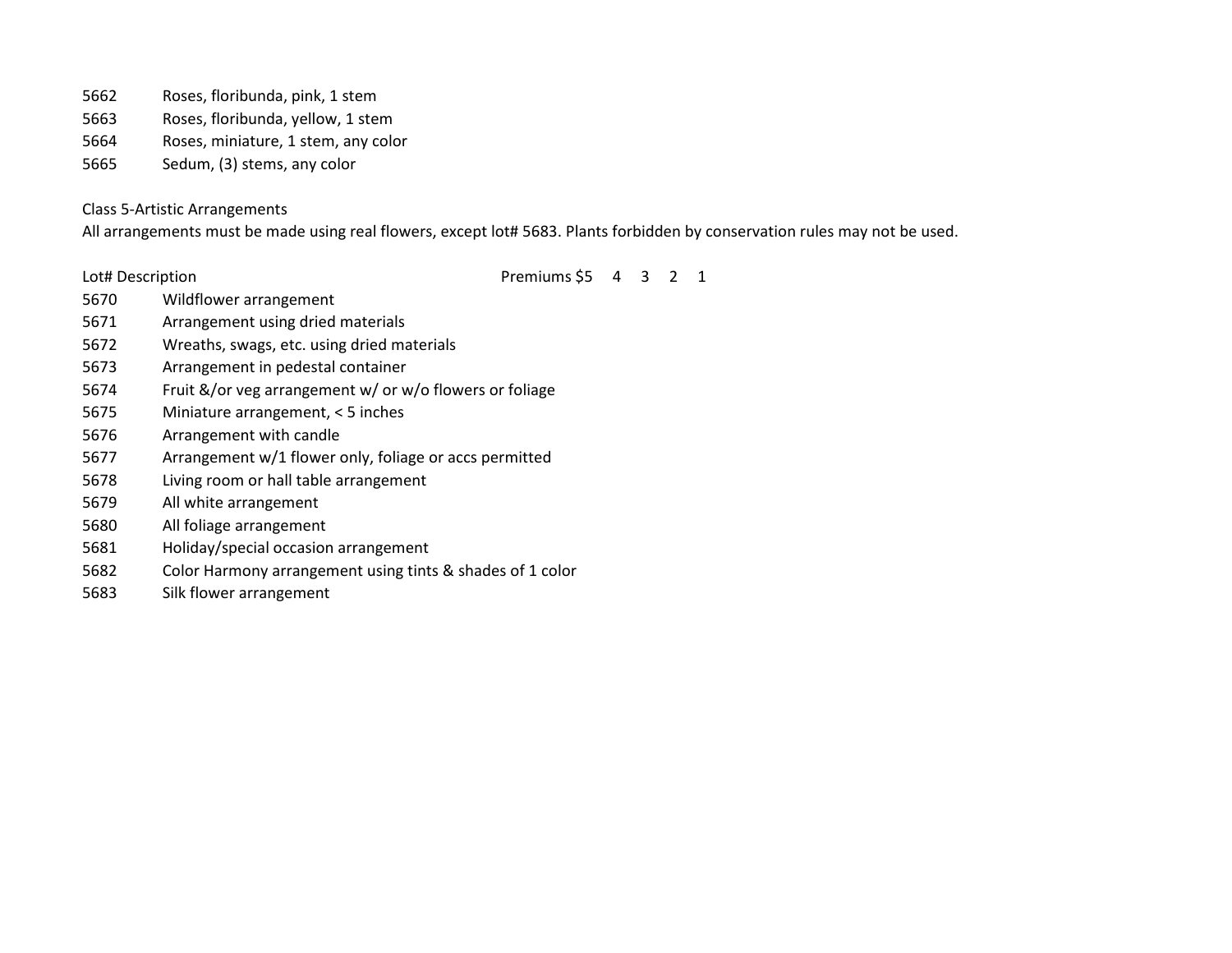| | |
|---|---|
| 5662 | Roses, floribunda, pink, 1 stem |
| 5663 | Roses, floribunda, yellow, 1 stem |
| 5664 | Roses, miniature, 1 stem, any color |
| 5665 | Sedum, (3) stems, any color |

Class 5-Artistic Arrangements

All arrangements must be made using real flowers, except lot# 5683. Plants forbidden by conservation rules may not be used.

| Lot# | Description | Premiums $5 | 4 | 3 | 2 | 1 |
|---|---|---|---|---|---|---|
| 5670 | Wildflower arrangement | | | | | |
| 5671 | Arrangement using dried materials | | | | | |
| 5672 | Wreaths, swags, etc. using dried materials | | | | | |
| 5673 | Arrangement in pedestal container | | | | | |
| 5674 | Fruit &/or veg arrangement w/ or w/o flowers or foliage | | | | | |
| 5675 | Miniature arrangement, < 5 inches | | | | | |
| 5676 | Arrangement with candle | | | | | |
| 5677 | Arrangement w/1 flower only, foliage or accs permitted | | | | | |
| 5678 | Living room or hall table arrangement | | | | | |
| 5679 | All white arrangement | | | | | |
| 5680 | All foliage arrangement | | | | | |
| 5681 | Holiday/special occasion arrangement | | | | | |
| 5682 | Color Harmony arrangement using tints & shades of 1 color | | | | | |
| 5683 | Silk flower arrangement | | | | | |